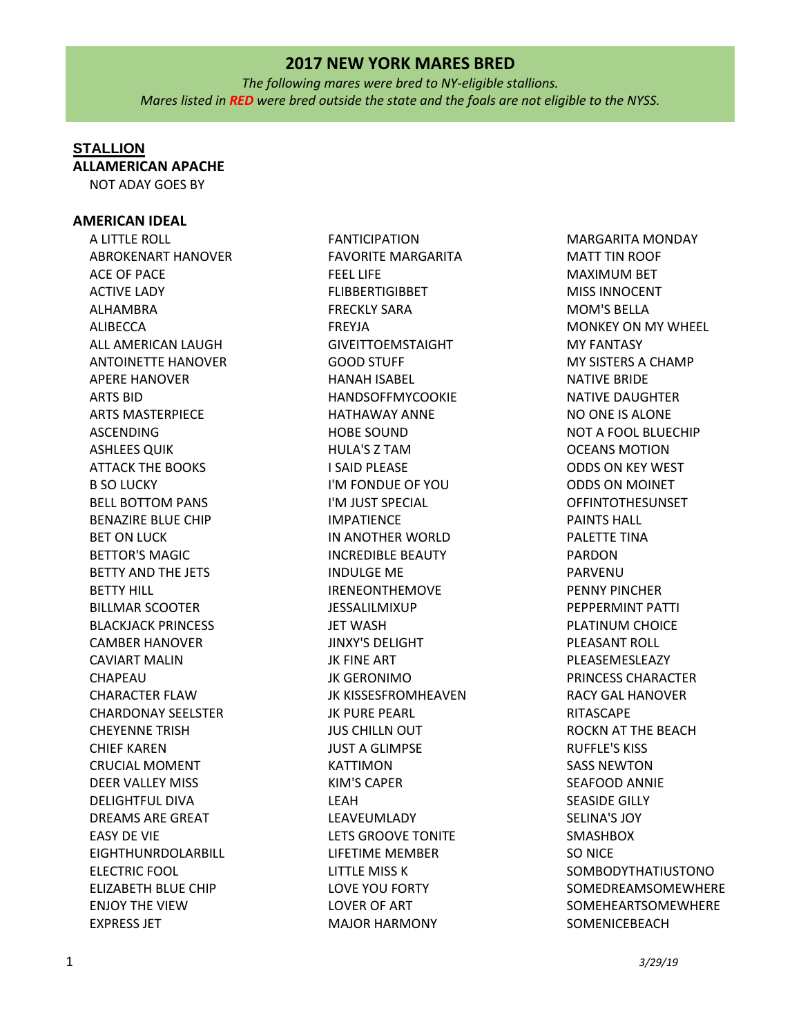# 2017 NEW YORK MARES BRED

*The following mares were bred to NY-eligible stallions.*
*Mares listed in **RED** were bred outside the state and the foals are not eligible to the NYSS.*

**STALLION**

### ALLAMERICAN APACHE

NOT ADAY GOES BY

### AMERICAN IDEAL

A LITTLE ROLL
ABROKENART HANOVER
ACE OF PACE
ACTIVE LADY
ALHAMBRA
ALIBECCA
ALL AMERICAN LAUGH
ANTOINETTE HANOVER
APERE HANOVER
ARTS BID
ARTS MASTERPIECE
ASCENDING
ASHLEES QUIK
ATTACK THE BOOKS
B SO LUCKY
BELL BOTTOM PANS
BENAZIRE BLUE CHIP
BET ON LUCK
BETTOR'S MAGIC
BETTY AND THE JETS
BETTY HILL
BILLMAR SCOOTER
BLACKJACK PRINCESS
CAMBER HANOVER
CAVIART MALIN
CHAPEAU
CHARACTER FLAW
CHARDONAY SEELSTER
CHEYENNE TRISH
CHIEF KAREN
CRUCIAL MOMENT
DEER VALLEY MISS
DELIGHTFUL DIVA
DREAMS ARE GREAT
EASY DE VIE
EIGHTHUNRDOLARBILL
ELECTRIC FOOL
ELIZABETH BLUE CHIP
ENJOY THE VIEW
EXPRESS JET
FANTICIPATION
FAVORITE MARGARITA
FEEL LIFE
FLIBBERTIGIBBET
FRECKLY SARA
FREYJA
GIVEITTOEMSTAIGHT
GOOD STUFF
HANAH ISABEL
HANDSOFFMYCOOKIE
HATHAWAY ANNE
HOBE SOUND
HULA'S Z TAM
I SAID PLEASE
I'M FONDUE OF YOU
I'M JUST SPECIAL
IMPATIENCE
IN ANOTHER WORLD
INCREDIBLE BEAUTY
INDULGE ME
IRENEONTHEMOVE
JESSALILMIXUP
JET WASH
JINXY'S DELIGHT
JK FINE ART
JK GERONIMO
JK KISSESFROMHEAVEN
JK PURE PEARL
JUS CHILLN OUT
JUST A GLIMPSE
KATTIMON
KIM'S CAPER
LEAH
LEAVEUMLADY
LETS GROOVE TONITE
LIFETIME MEMBER
LITTLE MISS K
LOVE YOU FORTY
LOVER OF ART
MAJOR HARMONY
MARGARITA MONDAY
MATT TIN ROOF
MAXIMUM BET
MISS INNOCENT
MOM'S BELLA
MONKEY ON MY WHEEL
MY FANTASY
MY SISTERS A CHAMP
NATIVE BRIDE
NATIVE DAUGHTER
NO ONE IS ALONE
NOT A FOOL BLUECHIP
OCEANS MOTION
ODDS ON KEY WEST
ODDS ON MOINET
OFFINTOTHESUNSET
PAINTS HALL
PALETTE TINA
PARDON
PARVENU
PENNY PINCHER
PEPPERMINT PATTI
PLATINUM CHOICE
PLEASANT ROLL
PLEASEMESLEAZY
PRINCESS CHARACTER
RACY GAL HANOVER
RITASCAPE
ROCKN AT THE BEACH
RUFFLE'S KISS
SASS NEWTON
SEAFOOD ANNIE
SEASIDE GILLY
SELINA'S JOY
SMASHBOX
SO NICE
SOMBODYTHATIUSTONO
SOMEDREAMSOMEWHERE
SOMEHEARTSOMEWHERE
SOMENICEBEACH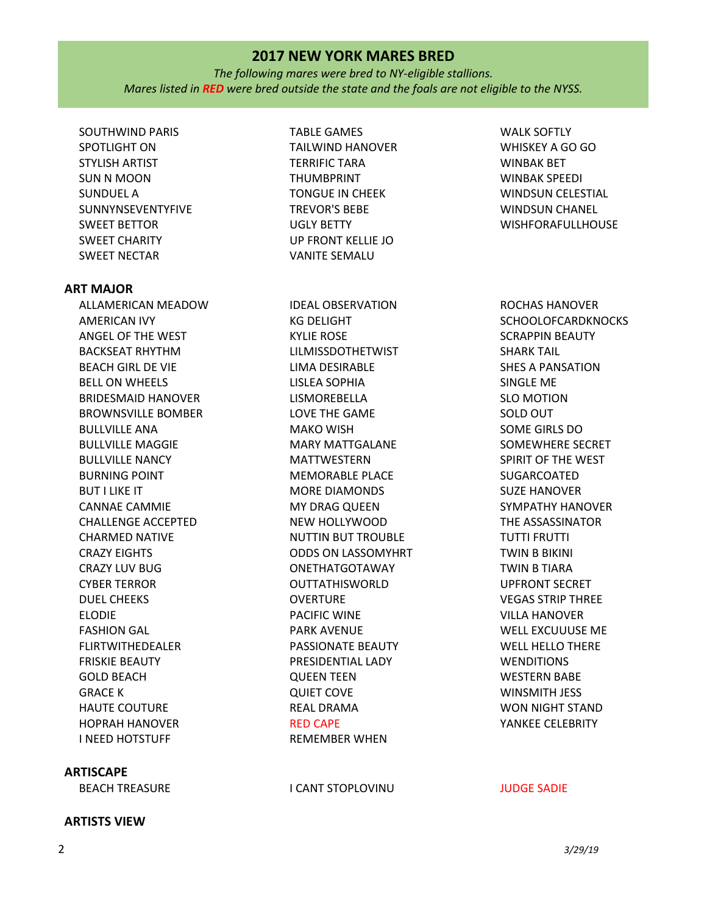## 2017 NEW YORK MARES BRED

*The following mares were bred to NY-eligible stallions.*
*Mares listed in **RED** were bred outside the state and the foals are not eligible to the NYSS.*

SOUTHWIND PARIS
SPOTLIGHT ON
STYLISH ARTIST
SUN N MOON
SUNDUEL A
SUNNYNSEVENTYFIVE
SWEET BETTOR
SWEET CHARITY
SWEET NECTAR
TABLE GAMES
TAILWIND HANOVER
TERRIFIC TARA
THUMBPRINT
TONGUE IN CHEEK
TREVOR'S BEBE
UGLY BETTY
UP FRONT KELLIE JO
VANITE SEMALU
WALK SOFTLY
WHISKEY A GO GO
WINBAK BET
WINBAK SPEEDI
WINDSUN CELESTIAL
WINDSUN CHANEL
WISHFORAFULLHOUSE

### ART MAJOR

ALLAMERICAN MEADOW
AMERICAN IVY
ANGEL OF THE WEST
BACKSEAT RHYTHM
BEACH GIRL DE VIE
BELL ON WHEELS
BRIDESMAID HANOVER
BROWNSVILLE BOMBER
BULLVILLE ANA
BULLVILLE MAGGIE
BULLVILLE NANCY
BURNING POINT
BUT I LIKE IT
CANNAE CAMMIE
CHALLENGE ACCEPTED
CHARMED NATIVE
CRAZY EIGHTS
CRAZY LUV BUG
CYBER TERROR
DUEL CHEEKS
ELODIE
FASHION GAL
FLIRTWITHEDEALER
FRISKIE BEAUTY
GOLD BEACH
GRACE K
HAUTE COUTURE
HOPRAH HANOVER
I NEED HOTSTUFF
IDEAL OBSERVATION
KG DELIGHT
KYLIE ROSE
LILMISSDOTHETWIST
LIMA DESIRABLE
LISLEA SOPHIA
LISMOREBELLA
LOVE THE GAME
MAKO WISH
MARY MATTGALANE
MATTWESTERN
MEMORABLE PLACE
MORE DIAMONDS
MY DRAG QUEEN
NEW HOLLYWOOD
NUTTIN BUT TROUBLE
ODDS ON LASSOMYHRT
ONETHATGOTAWAY
OUTTATHISWORLD
OVERTURE
PACIFIC WINE
PARK AVENUE
PASSIONATE BEAUTY
PRESIDENTIAL LADY
QUEEN TEEN
QUIET COVE
REAL DRAMA
RED CAPE (red)
REMEMBER WHEN
ROCHAS HANOVER
SCHOOLOFCARDKNOCKS
SCRAPPIN BEAUTY
SHARK TAIL
SHES A PANSATION
SINGLE ME
SLO MOTION
SOLD OUT
SOME GIRLS DO
SOMEWHERE SECRET
SPIRIT OF THE WEST
SUGARCOATED
SUZE HANOVER
SYMPATHY HANOVER
THE ASSASSINATOR
TUTTI FRUTTI
TWIN B BIKINI
TWIN B TIARA
UPFRONT SECRET
VEGAS STRIP THREE
VILLA HANOVER
WELL EXCUUUSE ME
WELL HELLO THERE
WENDITIONS
WESTERN BABE
WINSMITH JESS
WON NIGHT STAND
YANKEE CELEBRITY

### ARTISCAPE

BEACH TREASURE
I CANT STOPLOVINU
JUDGE SADIE (red)

### ARTISTS VIEW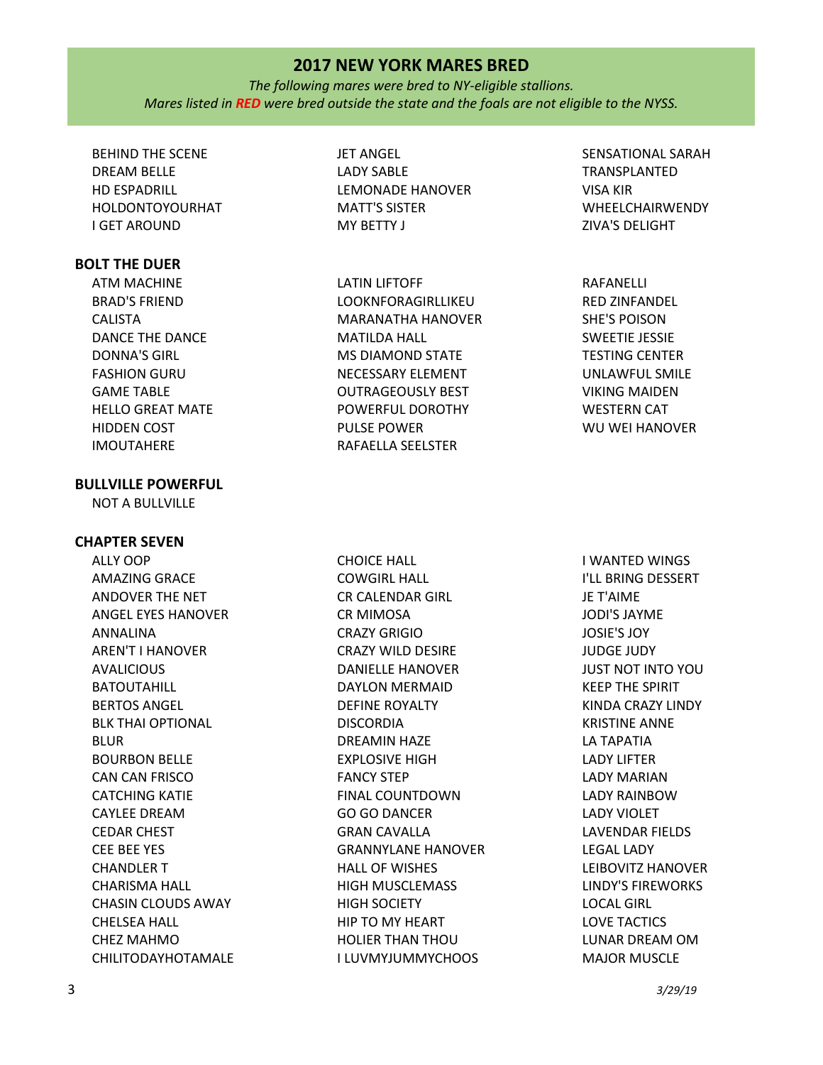## 2017 NEW YORK MARES BRED

*The following mares were bred to NY-eligible stallions.*
*Mares listed in **RED** were bred outside the state and the foals are not eligible to the NYSS.*

BEHIND THE SCENE
DREAM BELLE
HD ESPADRILL
HOLDONTOYOURHAT
I GET AROUND
JET ANGEL
LADY SABLE
LEMONADE HANOVER
MATT'S SISTER
MY BETTY J
SENSATIONAL SARAH
TRANSPLANTED
VISA KIR
WHEELCHAIRWENDY
ZIVA'S DELIGHT

**BOLT THE DUER**

ATM MACHINE
BRAD'S FRIEND
CALISTA
DANCE THE DANCE
DONNA'S GIRL
FASHION GURU
GAME TABLE
HELLO GREAT MATE
HIDDEN COST
IMOUTAHERE
LATIN LIFTOFF
LOOKNFORAGIRLLIKEU
MARANATHA HANOVER
MATILDA HALL
MS DIAMOND STATE
NECESSARY ELEMENT
OUTRAGEOUSLY BEST
POWERFUL DOROTHY
PULSE POWER
RAFAELLA SEELSTER
RAFANELLI
RED ZINFANDEL
SHE'S POISON
SWEETIE JESSIE
TESTING CENTER
UNLAWFUL SMILE
VIKING MAIDEN
WESTERN CAT
WU WEI HANOVER

**BULLVILLE POWERFUL**

NOT A BULLVILLE

**CHAPTER SEVEN**

ALLY OOP
AMAZING GRACE
ANDOVER THE NET
ANGEL EYES HANOVER
ANNALINA
AREN'T I HANOVER
AVALICIOUS
BATOUTAHILL
BERTOS ANGEL
BLK THAI OPTIONAL
BLUR
BOURBON BELLE
CAN CAN FRISCO
CATCHING KATIE
CAYLEE DREAM
CEDAR CHEST
CEE BEE YES
CHANDLER T
CHARISMA HALL
CHASIN CLOUDS AWAY
CHELSEA HALL
CHEZ MAHMO
CHILITODAYHOTAMALE
CHOICE HALL
COWGIRL HALL
CR CALENDAR GIRL
CR MIMOSA
CRAZY GRIGIO
CRAZY WILD DESIRE
DANIELLE HANOVER
DAYLON MERMAID
DEFINE ROYALTY
DISCORDIA
DREAMIN HAZE
EXPLOSIVE HIGH
FANCY STEP
FINAL COUNTDOWN
GO GO DANCER
GRAN CAVALLA
GRANNYLANE HANOVER
HALL OF WISHES
HIGH MUSCLEMASS
HIGH SOCIETY
HIP TO MY HEART
HOLIER THAN THOU
I LUVMYJUMMYCHOOS
I WANTED WINGS
I'LL BRING DESSERT
JE T'AIME
JODI'S JAYME
JOSIE'S JOY
JUDGE JUDY
JUST NOT INTO YOU
KEEP THE SPIRIT
KINDA CRAZY LINDY
KRISTINE ANNE
LA TAPATIA
LADY LIFTER
LADY MARIAN
LADY RAINBOW
LADY VIOLET
LAVENDAR FIELDS
LEGAL LADY
LEIBOVITZ HANOVER
LINDY'S FIREWORKS
LOCAL GIRL
LOVE TACTICS
LUNAR DREAM OM
MAJOR MUSCLE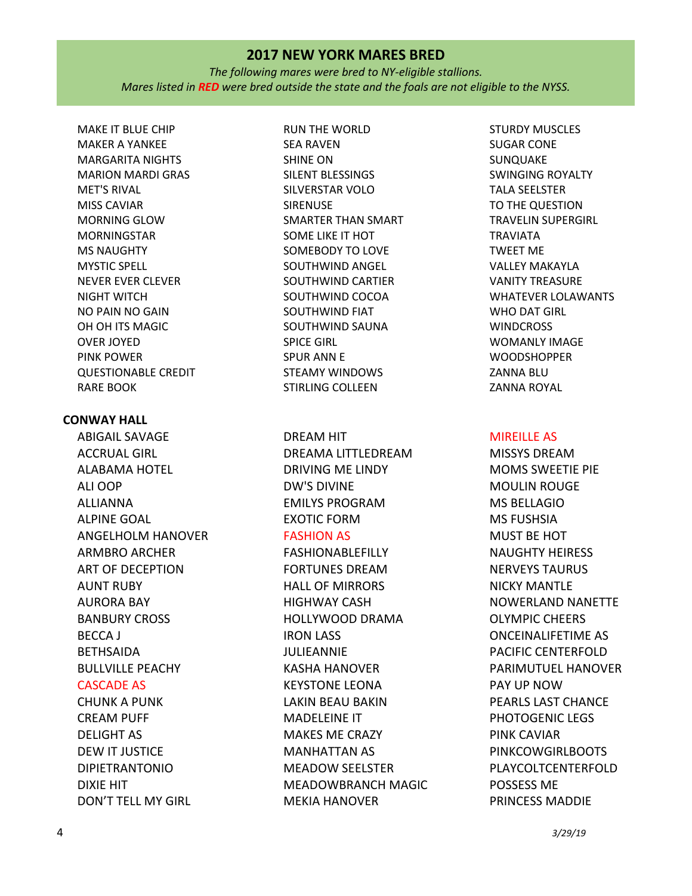## 2017 NEW YORK MARES BRED

*The following mares were bred to NY-eligible stallions.*
*Mares listed in **RED** were bred outside the state and the foals are not eligible to the NYSS.*

MAKE IT BLUE CHIP
MAKER A YANKEE
MARGARITA NIGHTS
MARION MARDI GRAS
MET'S RIVAL
MISS CAVIAR
MORNING GLOW
MORNINGSTAR
MS NAUGHTY
MYSTIC SPELL
NEVER EVER CLEVER
NIGHT WITCH
NO PAIN NO GAIN
OH OH ITS MAGIC
OVER JOYED
PINK POWER
QUESTIONABLE CREDIT
RARE BOOK
RUN THE WORLD
SEA RAVEN
SHINE ON
SILENT BLESSINGS
SILVERSTAR VOLO
SIRENUSE
SMARTER THAN SMART
SOME LIKE IT HOT
SOMEBODY TO LOVE
SOUTHWIND ANGEL
SOUTHWIND CARTIER
SOUTHWIND COCOA
SOUTHWIND FIAT
SOUTHWIND SAUNA
SPICE GIRL
SPUR ANN E
STEAMY WINDOWS
STIRLING COLLEEN
STURDY MUSCLES
SUGAR CONE
SUNQUAKE
SWINGING ROYALTY
TALA SEELSTER
TO THE QUESTION
TRAVELIN SUPERGIRL
TRAVIATA
TWEET ME
VALLEY MAKAYLA
VANITY TREASURE
WHATEVER LOLAWANTS
WHO DAT GIRL
WINDCROSS
WOMANLY IMAGE
WOODSHOPPER
ZANNA BLU
ZANNA ROYAL

**CONWAY HALL**

ABIGAIL SAVAGE
ACCRUAL GIRL
ALABAMA HOTEL
ALI OOP
ALLIANNA
ALPINE GOAL
ANGELHOLM HANOVER
ARMBRO ARCHER
ART OF DECEPTION
AUNT RUBY
AURORA BAY
BANBURY CROSS
BECCA J
BETHSAIDA
BULLVILLE PEACHY
CASCADE AS (red)
CHUNK A PUNK
CREAM PUFF
DELIGHT AS
DEW IT JUSTICE
DIPIETRANTONIO
DIXIE HIT
DON'T TELL MY GIRL
DREAM HIT
DREAMA LITTLEDREAM
DRIVING ME LINDY
DW'S DIVINE
EMILYS PROGRAM
EXOTIC FORM
FASHION AS (red)
FASHIONABLEFILLY
FORTUNES DREAM
HALL OF MIRRORS
HIGHWAY CASH
HOLLYWOOD DRAMA
IRON LASS
JULIEANNIE
KASHA HANOVER
KEYSTONE LEONA
LAKIN BEAU BAKIN
MADELEINE IT
MAKES ME CRAZY
MANHATTAN AS
MEADOW SEELSTER
MEADOWBRANCH MAGIC
MEKIA HANOVER
MIREILLE AS (red)
MISSYS DREAM
MOMS SWEETIE PIE
MOULIN ROUGE
MS BELLAGIO
MS FUSHSIA
MUST BE HOT
NAUGHTY HEIRESS
NERVEYS TAURUS
NICKY MANTLE
NOWERLAND NANETTE
OLYMPIC CHEERS
ONCEINALIFETIME AS
PACIFIC CENTERFOLD
PARIMUTUEL HANOVER
PAY UP NOW
PEARLS LAST CHANCE
PHOTOGENIC LEGS
PINK CAVIAR
PINKCOWGIRLBOOTS
PLAYCOLTCENTERFOLD
POSSESS ME
PRINCESS MADDIE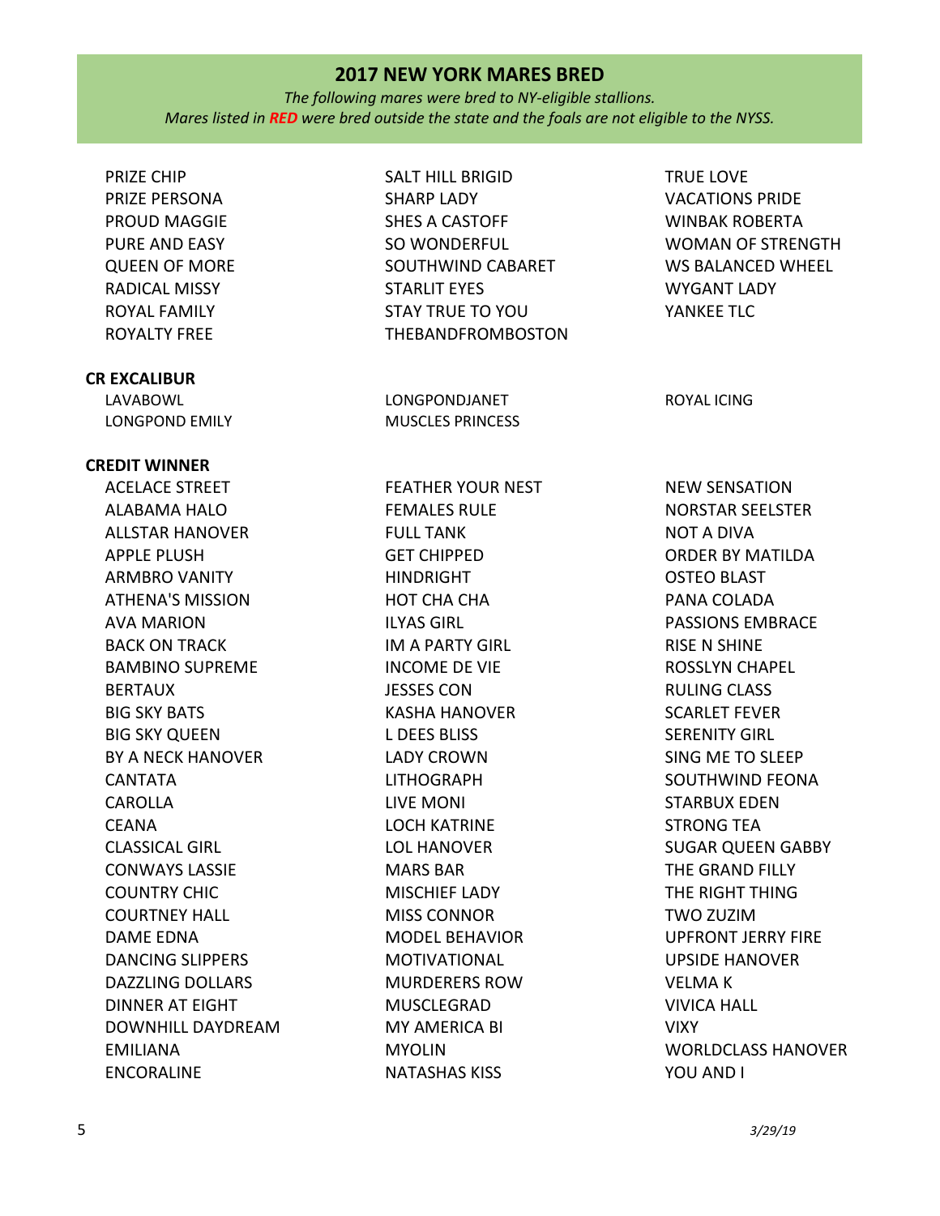## 2017 NEW YORK MARES BRED

*The following mares were bred to NY-eligible stallions.*
*Mares listed in **RED** were bred outside the state and the foals are not eligible to the NYSS.*

PRIZE CHIP
PRIZE PERSONA
PROUD MAGGIE
PURE AND EASY
QUEEN OF MORE
RADICAL MISSY
ROYAL FAMILY
ROYALTY FREE
SALT HILL BRIGID
SHARP LADY
SHES A CASTOFF
SO WONDERFUL
SOUTHWIND CABARET
STARLIT EYES
STAY TRUE TO YOU
THEBANDFROMBOSTON
TRUE LOVE
VACATIONS PRIDE
WINBAK ROBERTA
WOMAN OF STRENGTH
WS BALANCED WHEEL
WYGANT LADY
YANKEE TLC

**CR EXCALIBUR**

LAVABOWL
LONGPOND EMILY
LONGPONDJANET
MUSCLES PRINCESS
ROYAL ICING

**CREDIT WINNER**

ACELACE STREET
ALABAMA HALO
ALLSTAR HANOVER
APPLE PLUSH
ARMBRO VANITY
ATHENA'S MISSION
AVA MARION
BACK ON TRACK
BAMBINO SUPREME
BERTAUX
BIG SKY BATS
BIG SKY QUEEN
BY A NECK HANOVER
CANTATA
CAROLLA
CEANA
CLASSICAL GIRL
CONWAYS LASSIE
COUNTRY CHIC
COURTNEY HALL
DAME EDNA
DANCING SLIPPERS
DAZZLING DOLLARS
DINNER AT EIGHT
DOWNHILL DAYDREAM
EMILIANA
ENCORALINE
FEATHER YOUR NEST
FEMALES RULE
FULL TANK
GET CHIPPED
HINDRIGHT
HOT CHA CHA
ILYAS GIRL
IM A PARTY GIRL
INCOME DE VIE
JESSES CON
KASHA HANOVER
L DEES BLISS
LADY CROWN
LITHOGRAPH
LIVE MONI
LOCH KATRINE
LOL HANOVER
MARS BAR
MISCHIEF LADY
MISS CONNOR
MODEL BEHAVIOR
MOTIVATIONAL
MURDERERS ROW
MUSCLEGRAD
MY AMERICA BI
MYOLIN
NATASHAS KISS
NEW SENSATION
NORSTAR SEELSTER
NOT A DIVA
ORDER BY MATILDA
OSTEO BLAST
PANA COLADA
PASSIONS EMBRACE
RISE N SHINE
ROSSLYN CHAPEL
RULING CLASS
SCARLET FEVER
SERENITY GIRL
SING ME TO SLEEP
SOUTHWIND FEONA
STARBUX EDEN
STRONG TEA
SUGAR QUEEN GABBY
THE GRAND FILLY
THE RIGHT THING
TWO ZUZIM
UPFRONT JERRY FIRE
UPSIDE HANOVER
VELMA K
VIVICA HALL
VIXY
WORLDCLASS HANOVER
YOU AND I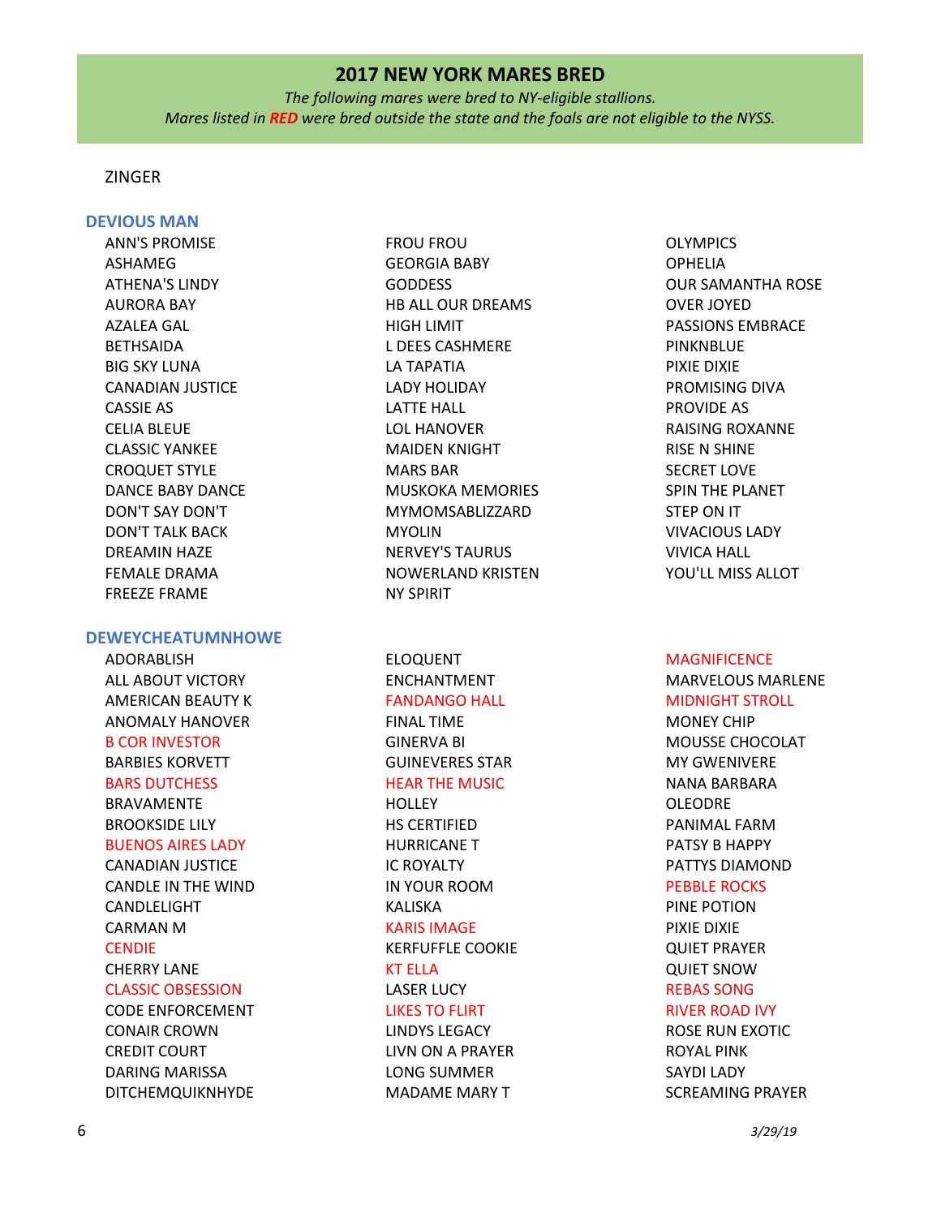# 2017 NEW YORK MARES BRED

*The following mares were bred to NY-eligible stallions.*
*Mares listed in **RED** were bred outside the state and the foals are not eligible to the NYSS.*

ZINGER

## DEVIOUS MAN

ANN'S PROMISE
ASHAMEG
ATHENA'S LINDY
AURORA BAY
AZALEA GAL
BETHSAIDA
BIG SKY LUNA
CANADIAN JUSTICE
CASSIE AS
CELIA BLEUE
CLASSIC YANKEE
CROQUET STYLE
DANCE BABY DANCE
DON'T SAY DON'T
DON'T TALK BACK
DREAMIN HAZE
FEMALE DRAMA
FREEZE FRAME
FROU FROU
GEORGIA BABY
GODDESS
HB ALL OUR DREAMS
HIGH LIMIT
L DEES CASHMERE
LA TAPATIA
LADY HOLIDAY
LATTE HALL
LOL HANOVER
MAIDEN KNIGHT
MARS BAR
MUSKOKA MEMORIES
MYMOMSABLIZZARD
MYOLIN
NERVEY'S TAURUS
NOWERLAND KRISTEN
NY SPIRIT
OLYMPICS
OPHELIA
OUR SAMANTHA ROSE
OVER JOYED
PASSIONS EMBRACE
PINKNBLUE
PIXIE DIXIE
PROMISING DIVA
PROVIDE AS
RAISING ROXANNE
RISE N SHINE
SECRET LOVE
SPIN THE PLANET
STEP ON IT
VIVACIOUS LADY
VIVICA HALL
YOU'LL MISS ALLOT

## DEWEYCHEATUMNHOWE

ADORABLISH
ALL ABOUT VICTORY
AMERICAN BEAUTY K
ANOMALY HANOVER
B COR INVESTOR (RED)
BARBIES KORVETT
BARS DUTCHESS (RED)
BRAVAMENTE
BROOKSIDE LILY
BUENOS AIRES LADY (RED)
CANADIAN JUSTICE
CANDLE IN THE WIND
CANDLELIGHT
CARMAN M
CENDIE (RED)
CHERRY LANE
CLASSIC OBSESSION (RED)
CODE ENFORCEMENT
CONAIR CROWN
CREDIT COURT
DARING MARISSA
DITCHEMQUIKNHYDE
ELOQUENT
ENCHANTMENT
FANDANGO HALL (RED)
FINAL TIME
GINERVA BI
GUINEVERES STAR
HEAR THE MUSIC (RED)
HOLLEY
HS CERTIFIED
HURRICANE T
IC ROYALTY
IN YOUR ROOM
KALISKA
KARIS IMAGE (RED)
KERFUFFLE COOKIE
KT ELLA (RED)
LASER LUCY
LIKES TO FLIRT (RED)
LINDYS LEGACY
LIVN ON A PRAYER
LONG SUMMER
MADAME MARY T
MAGNIFICENCE (RED)
MARVELOUS MARLENE
MIDNIGHT STROLL (RED)
MONEY CHIP
MOUSSE CHOCOLAT
MY GWENIVERE
NANA BARBARA
OLEODRE
PANIMAL FARM
PATSY B HAPPY
PATTYS DIAMOND
PEBBLE ROCKS (RED)
PINE POTION
PIXIE DIXIE
QUIET PRAYER
QUIET SNOW
REBAS SONG (RED)
RIVER ROAD IVY (RED)
ROSE RUN EXOTIC
ROYAL PINK
SAYDI LADY
SCREAMING PRAYER

*3/29/19*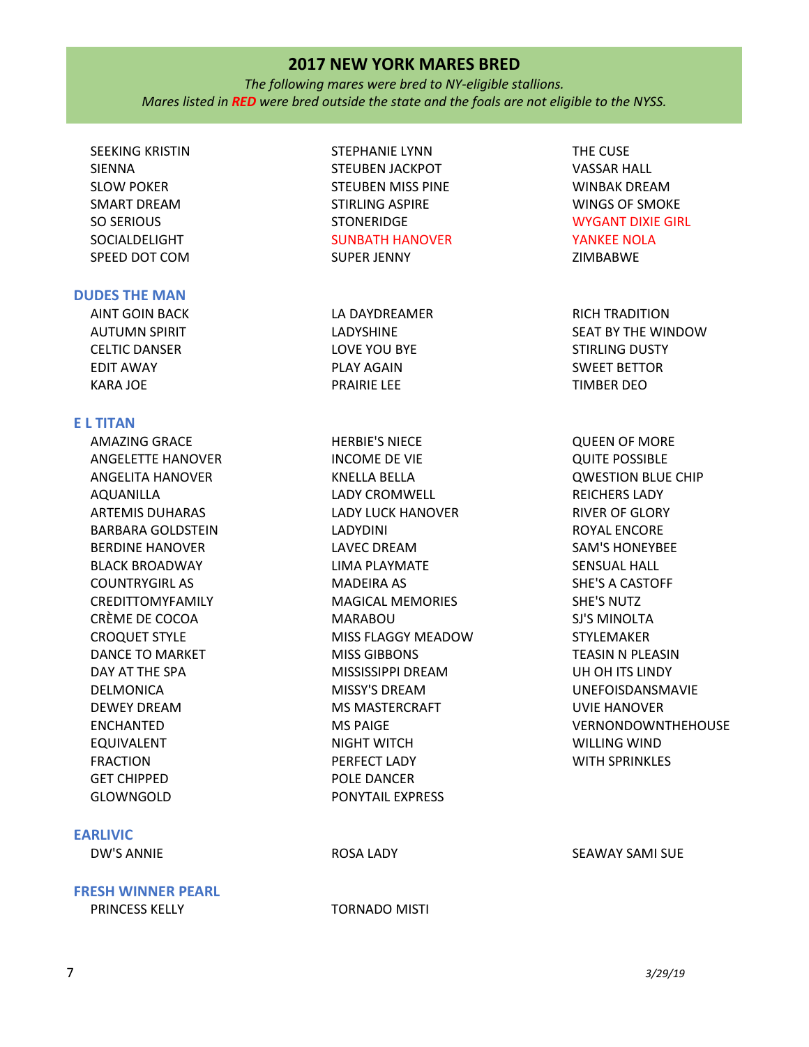# 2017 NEW YORK MARES BRED

*The following mares were bred to NY-eligible stallions.*
*Mares listed in **RED** were bred outside the state and the foals are not eligible to the NYSS.*

SEEKING KRISTIN
SIENNA
SLOW POKER
SMART DREAM
SO SERIOUS
SOCIALDELIGHT
SPEED DOT COM
STEPHANIE LYNN
STEUBEN JACKPOT
STEUBEN MISS PINE
STIRLING ASPIRE
STONERIDGE
SUNBATH HANOVER
SUPER JENNY
THE CUSE
VASSAR HALL
WINBAK DREAM
WINGS OF SMOKE
WYGANT DIXIE GIRL
YANKEE NOLA
ZIMBABWE

## DUDES THE MAN

AINT GOIN BACK
AUTUMN SPIRIT
CELTIC DANSER
EDIT AWAY
KARA JOE
LA DAYDREAMER
LADYSHINE
LOVE YOU BYE
PLAY AGAIN
PRAIRIE LEE
RICH TRADITION
SEAT BY THE WINDOW
STIRLING DUSTY
SWEET BETTOR
TIMBER DEO

## E L TITAN

AMAZING GRACE
ANGELETTE HANOVER
ANGELITA HANOVER
AQUANILLA
ARTEMIS DUHARAS
BARBARA GOLDSTEIN
BERDINE HANOVER
BLACK BROADWAY
COUNTRYGIRL AS
CREDITTOMYFAMILY
CRÈME DE COCOA
CROQUET STYLE
DANCE TO MARKET
DAY AT THE SPA
DELMONICA
DEWEY DREAM
ENCHANTED
EQUIVALENT
FRACTION
GET CHIPPED
GLOWNGOLD
HERBIE'S NIECE
INCOME DE VIE
KNELLA BELLA
LADY CROMWELL
LADY LUCK HANOVER
LADYDINI
LAVEC DREAM
LIMA PLAYMATE
MADEIRA AS
MAGICAL MEMORIES
MARABOU
MISS FLAGGY MEADOW
MISS GIBBONS
MISSISSIPPI DREAM
MISSY'S DREAM
MS MASTERCRAFT
MS PAIGE
NIGHT WITCH
PERFECT LADY
POLE DANCER
PONYTAIL EXPRESS
QUEEN OF MORE
QUITE POSSIBLE
QWESTION BLUE CHIP
REICHERS LADY
RIVER OF GLORY
ROYAL ENCORE
SAM'S HONEYBEE
SENSUAL HALL
SHE'S A CASTOFF
SHE'S NUTZ
SJ'S MINOLTA
STYLEMAKER
TEASIN N PLEASIN
UH OH ITS LINDY
UNEFOISDANSMAVIE
UVIE HANOVER
VERNONDOWNTHEHOUSE
WILLING WIND
WITH SPRINKLES

## EARLIVIC

DW'S ANNIE
ROSA LADY
SEAWAY SAMI SUE

## FRESH WINNER PEARL

PRINCESS KELLY
TORNADO MISTI

*3/29/19*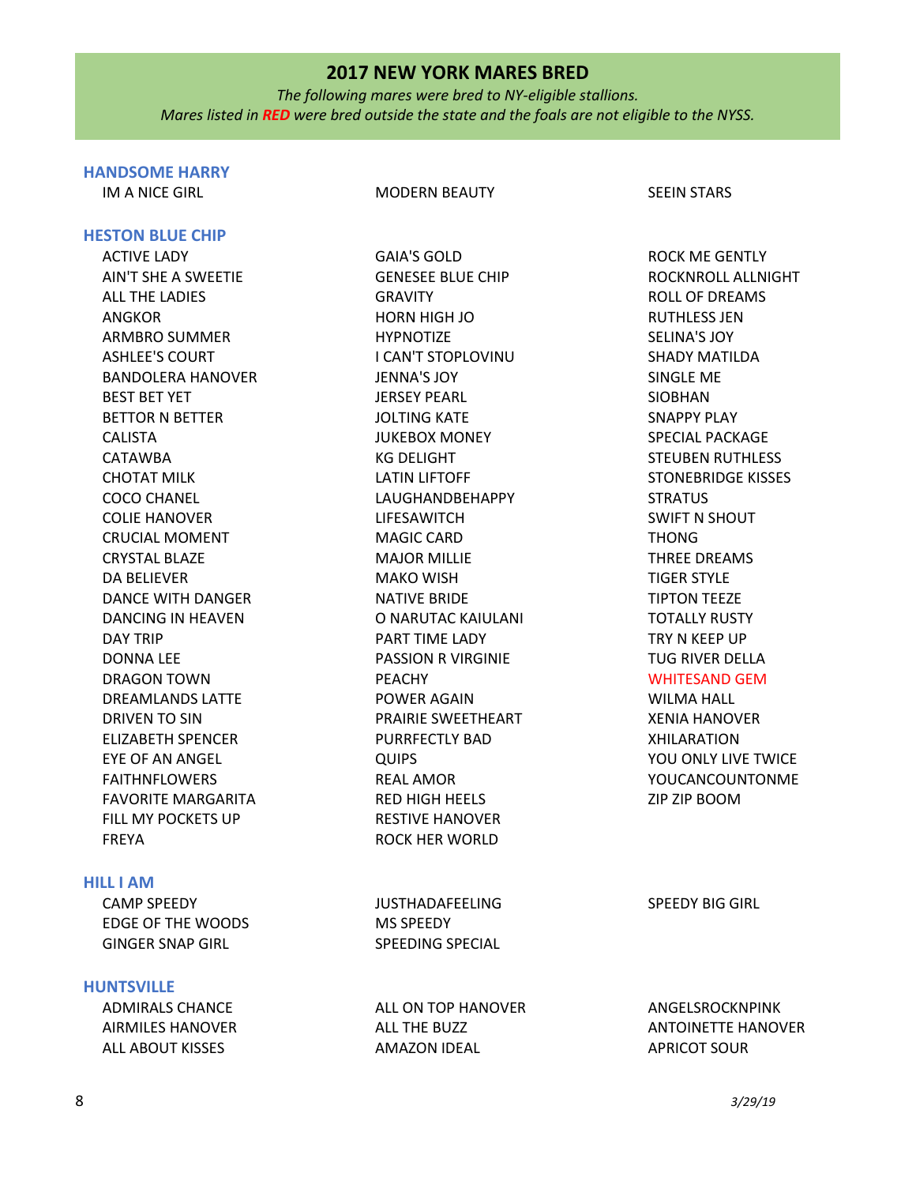## 2017 NEW YORK MARES BRED

*The following mares were bred to NY-eligible stallions.*
*Mares listed in **RED** were bred outside the state and the foals are not eligible to the NYSS.*

### HANDSOME HARRY

- IM A NICE GIRL
- MODERN BEAUTY
- SEEIN STARS

### HESTON BLUE CHIP

- ACTIVE LADY
- AIN'T SHE A SWEETIE
- ALL THE LADIES
- ANGKOR
- ARMBRO SUMMER
- ASHLEE'S COURT
- BANDOLERA HANOVER
- BEST BET YET
- BETTOR N BETTER
- CALISTA
- CATAWBA
- CHOTAT MILK
- COCO CHANEL
- COLIE HANOVER
- CRUCIAL MOMENT
- CRYSTAL BLAZE
- DA BELIEVER
- DANCE WITH DANGER
- DANCING IN HEAVEN
- DAY TRIP
- DONNA LEE
- DRAGON TOWN
- DREAMLANDS LATTE
- DRIVEN TO SIN
- ELIZABETH SPENCER
- EYE OF AN ANGEL
- FAITHNFLOWERS
- FAVORITE MARGARITA
- FILL MY POCKETS UP
- FREYA
- GAIA'S GOLD
- GENESEE BLUE CHIP
- GRAVITY
- HORN HIGH JO
- HYPNOTIZE
- I CAN'T STOPLOVINU
- JENNA'S JOY
- JERSEY PEARL
- JOLTING KATE
- JUKEBOX MONEY
- KG DELIGHT
- LATIN LIFTOFF
- LAUGHANDBEHAPPY
- LIFESAWITCH
- MAGIC CARD
- MAJOR MILLIE
- MAKO WISH
- NATIVE BRIDE
- O NARUTAC KAIULANI
- PART TIME LADY
- PASSION R VIRGINIE
- PEACHY
- POWER AGAIN
- PRAIRIE SWEETHEART
- PURRFECTLY BAD
- QUIPS
- REAL AMOR
- RED HIGH HEELS
- RESTIVE HANOVER
- ROCK HER WORLD
- ROCK ME GENTLY
- ROCKNROLL ALLNIGHT
- ROLL OF DREAMS
- RUTHLESS JEN
- SELINA'S JOY
- SHADY MATILDA
- SINGLE ME
- SIOBHAN
- SNAPPY PLAY
- SPECIAL PACKAGE
- STEUBEN RUTHLESS
- STONEBRIDGE KISSES
- STRATUS
- SWIFT N SHOUT
- THONG
- THREE DREAMS
- TIGER STYLE
- TIPTON TEEZE
- TOTALLY RUSTY
- TRY N KEEP UP
- TUG RIVER DELLA
- WHITESAND GEM (red)
- WILMA HALL
- XENIA HANOVER
- XHILARATION
- YOU ONLY LIVE TWICE
- YOUCANCOUNTONME
- ZIP ZIP BOOM

### HILL I AM

- CAMP SPEEDY
- EDGE OF THE WOODS
- GINGER SNAP GIRL
- JUSTHADAFEELING
- MS SPEEDY
- SPEEDING SPECIAL
- SPEEDY BIG GIRL

### HUNTSVILLE

- ADMIRALS CHANCE
- AIRMILES HANOVER
- ALL ABOUT KISSES
- ALL ON TOP HANOVER
- ALL THE BUZZ
- AMAZON IDEAL
- ANGELSROCKNPINK
- ANTOINETTE HANOVER
- APRICOT SOUR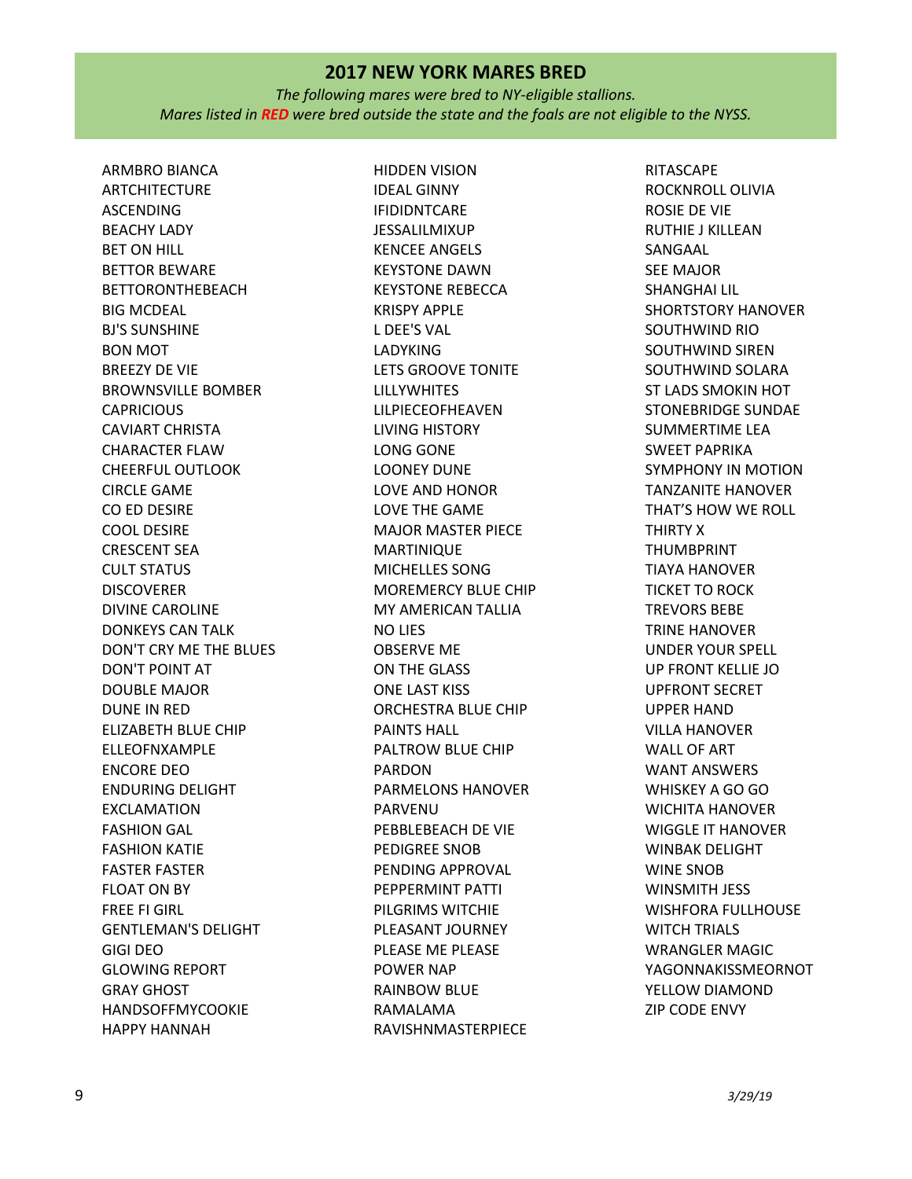## 2017 NEW YORK MARES BRED

*The following mares were bred to NY-eligible stallions.*
*Mares listed in **RED** were bred outside the state and the foals are not eligible to the NYSS.*

ARMBRO BIANCA
ARTCHITECTURE
ASCENDING
BEACHY LADY
BET ON HILL
BETTOR BEWARE
BETTORONTHEBEACH
BIG MCDEAL
BJ'S SUNSHINE
BON MOT
BREEZY DE VIE
BROWNSVILLE BOMBER
CAPRICIOUS
CAVIART CHRISTA
CHARACTER FLAW
CHEERFUL OUTLOOK
CIRCLE GAME
CO ED DESIRE
COOL DESIRE
CRESCENT SEA
CULT STATUS
DISCOVERER
DIVINE CAROLINE
DONKEYS CAN TALK
DON'T CRY ME THE BLUES
DON'T POINT AT
DOUBLE MAJOR
DUNE IN RED
ELIZABETH BLUE CHIP
ELLEOFNXAMPLE
ENCORE DEO
ENDURING DELIGHT
EXCLAMATION
FASHION GAL
FASHION KATIE
FASTER FASTER
FLOAT ON BY
FREE FI GIRL
GENTLEMAN'S DELIGHT
GIGI DEO
GLOWING REPORT
GRAY GHOST
HANDSOFFMYCOOKIE
HAPPY HANNAH
HIDDEN VISION
IDEAL GINNY
IFIDIDNTCARE
JESSALILMIXUP
KENCEE ANGELS
KEYSTONE DAWN
KEYSTONE REBECCA
KRISPY APPLE
L DEE'S VAL
LADYKING
LETS GROOVE TONITE
LILLYWHITES
LILPIECEOFHEAVEN
LIVING HISTORY
LONG GONE
LOONEY DUNE
LOVE AND HONOR
LOVE THE GAME
MAJOR MASTER PIECE
MARTINIQUE
MICHELLES SONG
MOREMERCY BLUE CHIP
MY AMERICAN TALLIA
NO LIES
OBSERVE ME
ON THE GLASS
ONE LAST KISS
ORCHESTRA BLUE CHIP
PAINTS HALL
PALTROW BLUE CHIP
PARDON
PARMELONS HANOVER
PARVENU
PEBBLEBEACH DE VIE
PEDIGREE SNOB
PENDING APPROVAL
PEPPERMINT PATTI
PILGRIMS WITCHIE
PLEASANT JOURNEY
PLEASE ME PLEASE
POWER NAP
RAINBOW BLUE
RAMALAMA
RAVISHNMASTERPIECE
RITASCAPE
ROCKNROLL OLIVIA
ROSIE DE VIE
RUTHIE J KILLEAN
SANGAAL
SEE MAJOR
SHANGHAI LIL
SHORTSTORY HANOVER
SOUTHWIND RIO
SOUTHWIND SIREN
SOUTHWIND SOLARA
ST LADS SMOKIN HOT
STONEBRIDGE SUNDAE
SUMMERTIME LEA
SWEET PAPRIKA
SYMPHONY IN MOTION
TANZANITE HANOVER
THAT'S HOW WE ROLL
THIRTY X
THUMBPRINT
TIAYA HANOVER
TICKET TO ROCK
TREVORS BEBE
TRINE HANOVER
UNDER YOUR SPELL
UP FRONT KELLIE JO
UPFRONT SECRET
UPPER HAND
VILLA HANOVER
WALL OF ART
WANT ANSWERS
WHISKEY A GO GO
WICHITA HANOVER
WIGGLE IT HANOVER
WINBAK DELIGHT
WINE SNOB
WINSMITH JESS
WISHFORA FULLHOUSE
WITCH TRIALS
WRANGLER MAGIC
YAGONNAKISSMEORNOT
YELLOW DIAMOND
ZIP CODE ENVY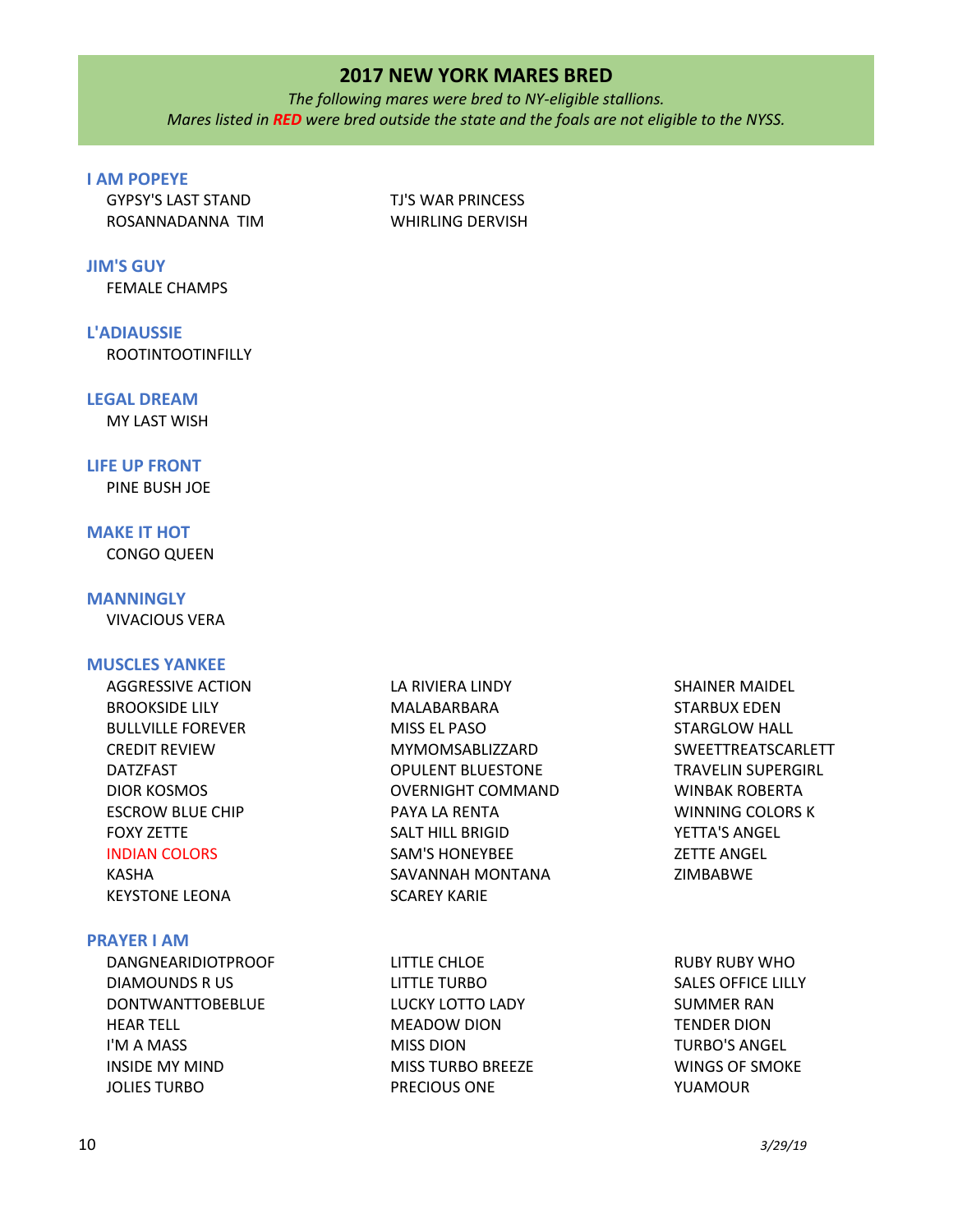# 2017 NEW YORK MARES BRED

*The following mares were bred to NY-eligible stallions.*
*Mares listed in **RED** were bred outside the state and the foals are not eligible to the NYSS.*

### I AM POPEYE

- GYPSY'S LAST STAND
- ROSANNADANNA TIM
- TJ'S WAR PRINCESS
- WHIRLING DERVISH

### JIM'S GUY

- FEMALE CHAMPS

### L'ADIAUSSIE

- ROOTINTOOTINFILLY

### LEGAL DREAM

- MY LAST WISH

### LIFE UP FRONT

- PINE BUSH JOE

### MAKE IT HOT

- CONGO QUEEN

### MANNINGLY

- VIVACIOUS VERA

### MUSCLES YANKEE

- AGGRESSIVE ACTION
- BROOKSIDE LILY
- BULLVILLE FOREVER
- CREDIT REVIEW
- DATZFAST
- DIOR KOSMOS
- ESCROW BLUE CHIP
- FOXY ZETTE
- INDIAN COLORS (red)
- KASHA
- KEYSTONE LEONA
- LA RIVIERA LINDY
- MALABARBARA
- MISS EL PASO
- MYMOMSABLIZZARD
- OPULENT BLUESTONE
- OVERNIGHT COMMAND
- PAYA LA RENTA
- SALT HILL BRIGID
- SAM'S HONEYBEE
- SAVANNAH MONTANA
- SCAREY KARIE
- SHAINER MAIDEL
- STARBUX EDEN
- STARGLOW HALL
- SWEETTREATSCARLETT
- TRAVELIN SUPERGIRL
- WINBAK ROBERTA
- WINNING COLORS K
- YETTA'S ANGEL
- ZETTE ANGEL
- ZIMBABWE

### PRAYER I AM

- DANGNEARIDIOTPROOF
- DIAMOUNDS R US
- DONTWANTTOBEBLUE
- HEAR TELL
- I'M A MASS
- INSIDE MY MIND
- JOLIES TURBO
- LITTLE CHLOE
- LITTLE TURBO
- LUCKY LOTTO LADY
- MEADOW DION
- MISS DION
- MISS TURBO BREEZE
- PRECIOUS ONE
- RUBY RUBY WHO
- SALES OFFICE LILLY
- SUMMER RAN
- TENDER DION
- TURBO'S ANGEL
- WINGS OF SMOKE
- YUAMOUR

*3/29/19*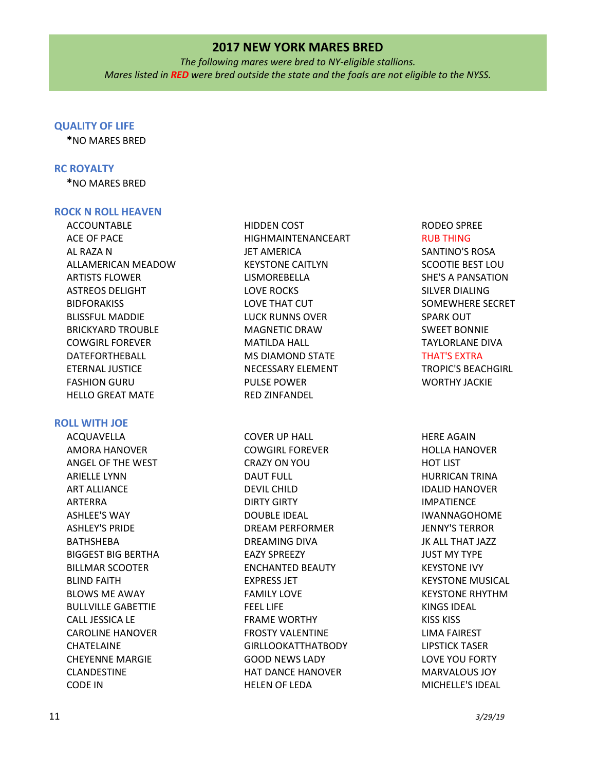## 2017 NEW YORK MARES BRED

*The following mares were bred to NY-eligible stallions.*
*Mares listed in **RED** were bred outside the state and the foals are not eligible to the NYSS.*

### QUALITY OF LIFE

*NO MARES BRED

### RC ROYALTY

*NO MARES BRED

### ROCK N ROLL HEAVEN

ACCOUNTABLE
ACE OF PACE
AL RAZA N
ALLAMERICAN MEADOW
ARTISTS FLOWER
ASTREOS DELIGHT
BIDFORAKISS
BLISSFUL MADDIE
BRICKYARD TROUBLE
COWGIRL FOREVER
DATEFORTHEBALL
ETERNAL JUSTICE
FASHION GURU
HELLO GREAT MATE
HIDDEN COST
HIGHMAINTENANCEART
JET AMERICA
KEYSTONE CAITLYN
LISMOREBELLA
LOVE ROCKS
LOVE THAT CUT
LUCK RUNNS OVER
MAGNETIC DRAW
MATILDA HALL
MS DIAMOND STATE
NECESSARY ELEMENT
PULSE POWER
RED ZINFANDEL
RODEO SPREE
RUB THING
SANTINO'S ROSA
SCOOTIE BEST LOU
SHE'S A PANSATION
SILVER DIALING
SOMEWHERE SECRET
SPARK OUT
SWEET BONNIE
TAYLORLANE DIVA
THAT'S EXTRA
TROPIC'S BEACHGIRL
WORTHY JACKIE

### ROLL WITH JOE

ACQUAVELLA
AMORA HANOVER
ANGEL OF THE WEST
ARIELLE LYNN
ART ALLIANCE
ARTERRA
ASHLEE'S WAY
ASHLEY'S PRIDE
BATHSHEBA
BIGGEST BIG BERTHA
BILLMAR SCOOTER
BLIND FAITH
BLOWS ME AWAY
BULLVILLE GABETTIE
CALL JESSICA LE
CAROLINE HANOVER
CHATELAINE
CHEYENNE MARGIE
CLANDESTINE
CODE IN
COVER UP HALL
COWGIRL FOREVER
CRAZY ON YOU
DAUT FULL
DEVIL CHILD
DIRTY GIRTY
DOUBLE IDEAL
DREAM PERFORMER
DREAMING DIVA
EAZY SPREEZY
ENCHANTED BEAUTY
EXPRESS JET
FAMILY LOVE
FEEL LIFE
FRAME WORTHY
FROSTY VALENTINE
GIRLLOOKATTHATBODY
GOOD NEWS LADY
HAT DANCE HANOVER
HELEN OF LEDA
HERE AGAIN
HOLLA HANOVER
HOT LIST
HURRICAN TRINA
IDALID HANOVER
IMPATIENCE
IWANNAGOHOME
JENNY'S TERROR
JK ALL THAT JAZZ
JUST MY TYPE
KEYSTONE IVY
KEYSTONE MUSICAL
KEYSTONE RHYTHM
KINGS IDEAL
KISS KISS
LIMA FAIREST
LIPSTICK TASER
LOVE YOU FORTY
MARVALOUS JOY
MICHELLE'S IDEAL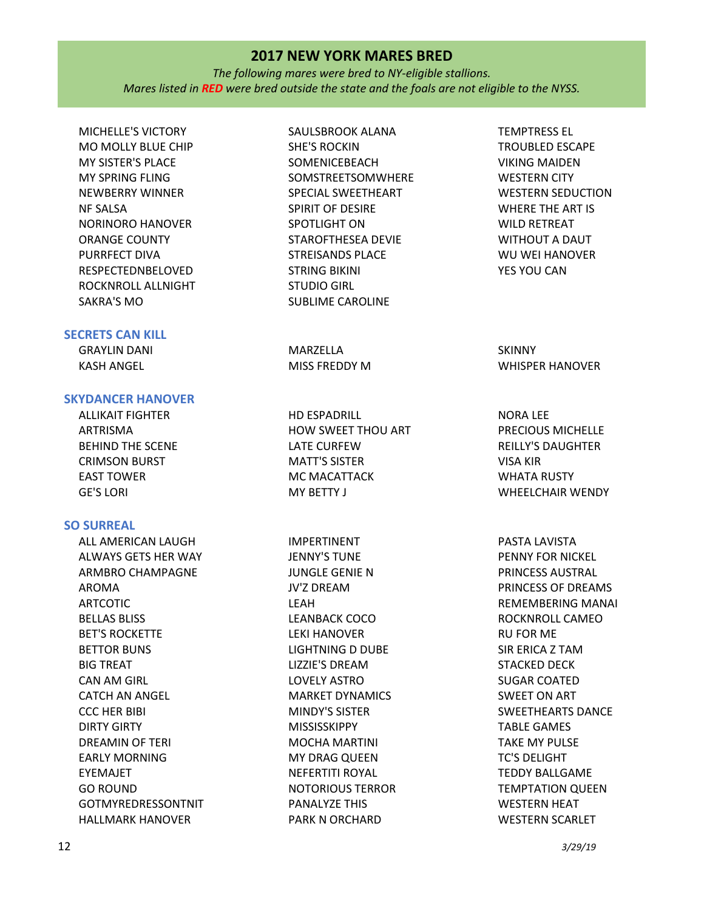## 2017 NEW YORK MARES BRED

*The following mares were bred to NY-eligible stallions.*
*Mares listed in **RED** were bred outside the state and the foals are not eligible to the NYSS.*

MICHELLE'S VICTORY
MO MOLLY BLUE CHIP
MY SISTER'S PLACE
MY SPRING FLING
NEWBERRY WINNER
NF SALSA
NORINORO HANOVER
ORANGE COUNTY
PURRFECT DIVA
RESPECTEDNBELOVED
ROCKNROLL ALLNIGHT
SAKRA'S MO
SAULSBROOK ALANA
SHE'S ROCKIN
SOMENICEBEACH
SOMSTREETSOMWHERE
SPECIAL SWEETHEART
SPIRIT OF DESIRE
SPOTLIGHT ON
STAROFTHESEA DEVIE
STREISANDS PLACE
STRING BIKINI
STUDIO GIRL
SUBLIME CAROLINE
TEMPTRESS EL
TROUBLED ESCAPE
VIKING MAIDEN
WESTERN CITY
WESTERN SEDUCTION
WHERE THE ART IS
WILD RETREAT
WITHOUT A DAUT
WU WEI HANOVER
YES YOU CAN

### SECRETS CAN KILL

GRAYLIN DANI
KASH ANGEL
MARZELLA
MISS FREDDY M
SKINNY
WHISPER HANOVER

### SKYDANCER HANOVER

ALLIKAIT FIGHTER
ARTRISMA
BEHIND THE SCENE
CRIMSON BURST
EAST TOWER
GE'S LORI
HD ESPADRILL
HOW SWEET THOU ART
LATE CURFEW
MATT'S SISTER
MC MACATTACK
MY BETTY J
NORA LEE
PRECIOUS MICHELLE
REILLY'S DAUGHTER
VISA KIR
WHATA RUSTY
WHEELCHAIR WENDY

### SO SURREAL

ALL AMERICAN LAUGH
ALWAYS GETS HER WAY
ARMBRO CHAMPAGNE
AROMA
ARTCOTIC
BELLAS BLISS
BET'S ROCKETTE
BETTOR BUNS
BIG TREAT
CAN AM GIRL
CATCH AN ANGEL
CCC HER BIBI
DIRTY GIRTY
DREAMIN OF TERI
EARLY MORNING
EYEMAJET
GO ROUND
GOTMYREDRESSONTNIT
HALLMARK HANOVER
IMPERTINENT
JENNY'S TUNE
JUNGLE GENIE N
JV'Z DREAM
LEAH
LEANBACK COCO
LEKI HANOVER
LIGHTNING D DUBE
LIZZIE'S DREAM
LOVELY ASTRO
MARKET DYNAMICS
MINDY'S SISTER
MISSISSKIPPY
MOCHA MARTINI
MY DRAG QUEEN
NEFERTITI ROYAL
NOTORIOUS TERROR
PANALYZE THIS
PARK N ORCHARD
PASTA LAVISTA
PENNY FOR NICKEL
PRINCESS AUSTRAL
PRINCESS OF DREAMS
REMEMBERING MANAI
ROCKNROLL CAMEO
RU FOR ME
SIR ERICA Z TAM
STACKED DECK
SUGAR COATED
SWEET ON ART
SWEETHEARTS DANCE
TABLE GAMES
TAKE MY PULSE
TC'S DELIGHT
TEDDY BALLGAME
TEMPTATION QUEEN
WESTERN HEAT
WESTERN SCARLET

*3/29/19*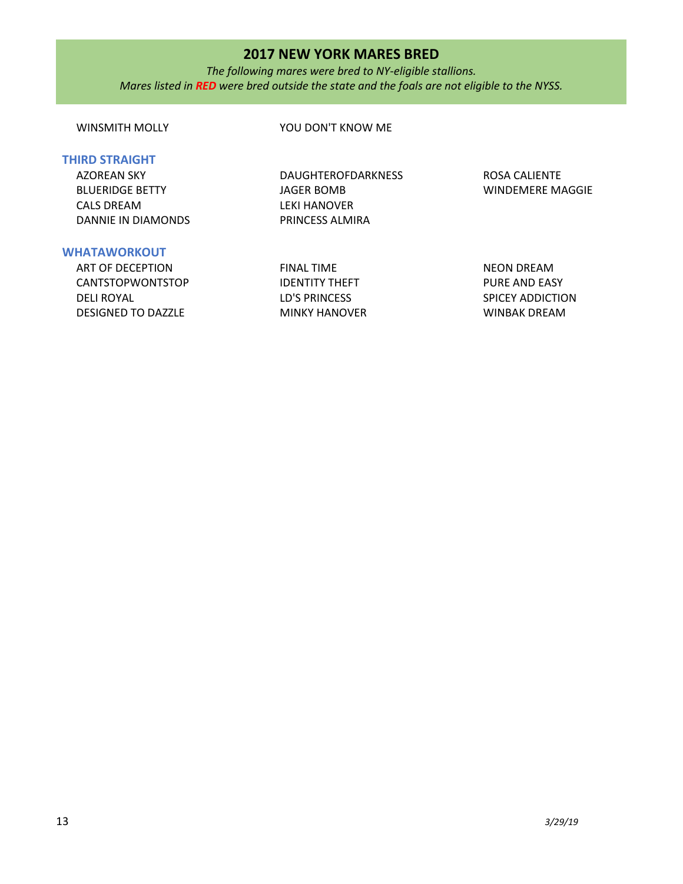# 2017 NEW YORK MARES BRED

*The following mares were bred to NY-eligible stallions.*
*Mares listed in **RED** were bred outside the state and the foals are not eligible to the NYSS.*

WINSMITH MOLLY
YOU DON'T KNOW ME

### THIRD STRAIGHT

AZOREAN SKY
BLUERIDGE BETTY
CALS DREAM
DANNIE IN DIAMONDS
DAUGHTEROFDARKNESS
JAGER BOMB
LEKI HANOVER
PRINCESS ALMIRA
ROSA CALIENTE
WINDEMERE MAGGIE

### WHATAWORKOUT

ART OF DECEPTION
CANTSTOPWONTSTOP
DELI ROYAL
DESIGNED TO DAZZLE
FINAL TIME
IDENTITY THEFT
LD'S PRINCESS
MINKY HANOVER
NEON DREAM
PURE AND EASY
SPICEY ADDICTION
WINBAK DREAM

*3/29/19*